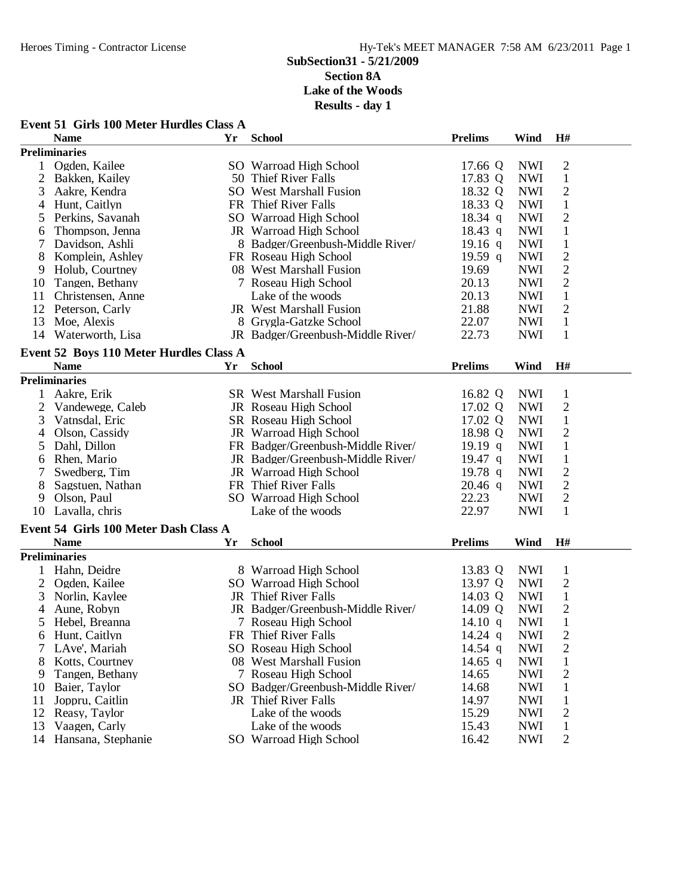# SubSection31 - 5/21/2009
## Section 8A
## Lake of the Woods
## Results - day 1

### Event 51 Girls 100 Meter Hurdles Class A

| | Name | Yr | School | Prelims | | Wind | H# |
|---|---|---|---|---|---|---|---|
| **Preliminaries** | | | | | | | |
| 1 | Ogden, Kailee | SO | Warroad High School | 17.66 | Q | NWI | 2 |
| 2 | Bakken, Kailey | 50 | Thief River Falls | 17.83 | Q | NWI | 1 |
| 3 | Aakre, Kendra | SO | West Marshall Fusion | 18.32 | Q | NWI | 2 |
| 4 | Hunt, Caitlyn | FR | Thief River Falls | 18.33 | Q | NWI | 1 |
| 5 | Perkins, Savanah | SO | Warroad High School | 18.34 | q | NWI | 2 |
| 6 | Thompson, Jenna | JR | Warroad High School | 18.43 | q | NWI | 1 |
| 7 | Davidson, Ashli | 8 | Badger/Greenbush-Middle River/ | 19.16 | q | NWI | 1 |
| 8 | Komplein, Ashley | FR | Roseau High School | 19.59 | q | NWI | 2 |
| 9 | Holub, Courtney | 08 | West Marshall Fusion | 19.69 | | NWI | 2 |
| 10 | Tangen, Bethany | 7 | Roseau High School | 20.13 | | NWI | 2 |
| 11 | Christensen, Anne | | Lake of the woods | 20.13 | | NWI | 1 |
| 12 | Peterson, Carly | JR | West Marshall Fusion | 21.88 | | NWI | 2 |
| 13 | Moe, Alexis | 8 | Grygla-Gatzke School | 22.07 | | NWI | 1 |
| 14 | Waterworth, Lisa | JR | Badger/Greenbush-Middle River/ | 22.73 | | NWI | 1 |

### Event 52 Boys 110 Meter Hurdles Class A

| | Name | Yr | School | Prelims | | Wind | H# |
|---|---|---|---|---|---|---|---|
| **Preliminaries** | | | | | | | |
| 1 | Aakre, Erik | SR | West Marshall Fusion | 16.82 | Q | NWI | 1 |
| 2 | Vandewege, Caleb | JR | Roseau High School | 17.02 | Q | NWI | 2 |
| 3 | Vatnsdal, Eric | SR | Roseau High School | 17.02 | Q | NWI | 1 |
| 4 | Olson, Cassidy | JR | Warroad High School | 18.98 | Q | NWI | 2 |
| 5 | Dahl, Dillon | FR | Badger/Greenbush-Middle River/ | 19.19 | q | NWI | 1 |
| 6 | Rhen, Mario | JR | Badger/Greenbush-Middle River/ | 19.47 | q | NWI | 1 |
| 7 | Swedberg, Tim | JR | Warroad High School | 19.78 | q | NWI | 2 |
| 8 | Sagstuen, Nathan | FR | Thief River Falls | 20.46 | q | NWI | 2 |
| 9 | Olson, Paul | SO | Warroad High School | 22.23 | | NWI | 2 |
| 10 | Lavalla, chris | | Lake of the woods | 22.97 | | NWI | 1 |

### Event 54 Girls 100 Meter Dash Class A

| | Name | Yr | School | Prelims | | Wind | H# |
|---|---|---|---|---|---|---|---|
| **Preliminaries** | | | | | | | |
| 1 | Hahn, Deidre | 8 | Warroad High School | 13.83 | Q | NWI | 1 |
| 2 | Ogden, Kailee | SO | Warroad High School | 13.97 | Q | NWI | 2 |
| 3 | Norlin, Kaylee | JR | Thief River Falls | 14.03 | Q | NWI | 1 |
| 4 | Aune, Robyn | JR | Badger/Greenbush-Middle River/ | 14.09 | Q | NWI | 2 |
| 5 | Hebel, Breanna | 7 | Roseau High School | 14.10 | q | NWI | 1 |
| 6 | Hunt, Caitlyn | FR | Thief River Falls | 14.24 | q | NWI | 2 |
| 7 | LAve', Mariah | SO | Roseau High School | 14.54 | q | NWI | 2 |
| 8 | Kotts, Courtney | 08 | West Marshall Fusion | 14.65 | q | NWI | 1 |
| 9 | Tangen, Bethany | 7 | Roseau High School | 14.65 | | NWI | 2 |
| 10 | Baier, Taylor | SO | Badger/Greenbush-Middle River/ | 14.68 | | NWI | 1 |
| 11 | Joppru, Caitlin | JR | Thief River Falls | 14.97 | | NWI | 1 |
| 12 | Reasy, Taylor | | Lake of the woods | 15.29 | | NWI | 2 |
| 13 | Vaagen, Carly | | Lake of the woods | 15.43 | | NWI | 1 |
| 14 | Hansana, Stephanie | SO | Warroad High School | 16.42 | | NWI | 2 |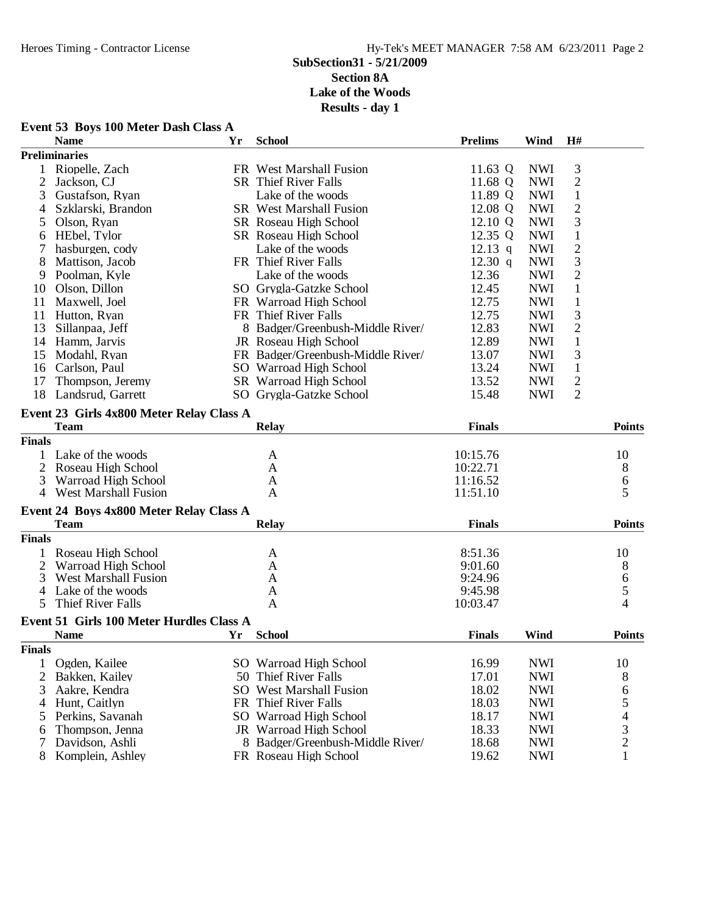**SubSection31 - 5/21/2009**
**Section 8A**
**Lake of the Woods**
**Results - day 1**

### Event 53 Boys 100 Meter Dash Class A

| | Name | Yr | School | Prelims | Wind | H# |
|---|---|---|---|---|---|---|
| **Preliminaries** | | | | | | |
| 1 | Riopelle, Zach | FR | West Marshall Fusion | 11.63 Q | NWI | 3 |
| 2 | Jackson, CJ | SR | Thief River Falls | 11.68 Q | NWI | 2 |
| 3 | Gustafson, Ryan | | Lake of the woods | 11.89 Q | NWI | 1 |
| 4 | Szklarski, Brandon | SR | West Marshall Fusion | 12.08 Q | NWI | 2 |
| 5 | Olson, Ryan | SR | Roseau High School | 12.10 Q | NWI | 3 |
| 6 | HEbel, Tylor | SR | Roseau High School | 12.35 Q | NWI | 1 |
| 7 | hasburgen, cody | | Lake of the woods | 12.13 q | NWI | 2 |
| 8 | Mattison, Jacob | FR | Thief River Falls | 12.30 q | NWI | 3 |
| 9 | Poolman, Kyle | | Lake of the woods | 12.36 | NWI | 2 |
| 10 | Olson, Dillon | SO | Grygla-Gatzke School | 12.45 | NWI | 1 |
| 11 | Maxwell, Joel | FR | Warroad High School | 12.75 | NWI | 1 |
| 11 | Hutton, Ryan | FR | Thief River Falls | 12.75 | NWI | 3 |
| 13 | Sillanpaa, Jeff | 8 | Badger/Greenbush-Middle River/ | 12.83 | NWI | 2 |
| 14 | Hamm, Jarvis | JR | Roseau High School | 12.89 | NWI | 1 |
| 15 | Modahl, Ryan | FR | Badger/Greenbush-Middle River/ | 13.07 | NWI | 3 |
| 16 | Carlson, Paul | SO | Warroad High School | 13.24 | NWI | 1 |
| 17 | Thompson, Jeremy | SR | Warroad High School | 13.52 | NWI | 2 |
| 18 | Landsrud, Garrett | SO | Grygla-Gatzke School | 15.48 | NWI | 2 |

### Event 23 Girls 4x800 Meter Relay Class A

| | Team | Relay | Finals | Points |
|---|---|---|---|---|
| **Finals** | | | | |
| 1 | Lake of the woods | A | 10:15.76 | 10 |
| 2 | Roseau High School | A | 10:22.71 | 8 |
| 3 | Warroad High School | A | 11:16.52 | 6 |
| 4 | West Marshall Fusion | A | 11:51.10 | 5 |

### Event 24 Boys 4x800 Meter Relay Class A

| | Team | Relay | Finals | Points |
|---|---|---|---|---|
| **Finals** | | | | |
| 1 | Roseau High School | A | 8:51.36 | 10 |
| 2 | Warroad High School | A | 9:01.60 | 8 |
| 3 | West Marshall Fusion | A | 9:24.96 | 6 |
| 4 | Lake of the woods | A | 9:45.98 | 5 |
| 5 | Thief River Falls | A | 10:03.47 | 4 |

### Event 51 Girls 100 Meter Hurdles Class A

| | Name | Yr | School | Finals | Wind | Points |
|---|---|---|---|---|---|---|
| **Finals** | | | | | | |
| 1 | Ogden, Kailee | SO | Warroad High School | 16.99 | NWI | 10 |
| 2 | Bakken, Kailey | 50 | Thief River Falls | 17.01 | NWI | 8 |
| 3 | Aakre, Kendra | SO | West Marshall Fusion | 18.02 | NWI | 6 |
| 4 | Hunt, Caitlyn | FR | Thief River Falls | 18.03 | NWI | 5 |
| 5 | Perkins, Savanah | SO | Warroad High School | 18.17 | NWI | 4 |
| 6 | Thompson, Jenna | JR | Warroad High School | 18.33 | NWI | 3 |
| 7 | Davidson, Ashli | 8 | Badger/Greenbush-Middle River/ | 18.68 | NWI | 2 |
| 8 | Komplein, Ashley | FR | Roseau High School | 19.62 | NWI | 1 |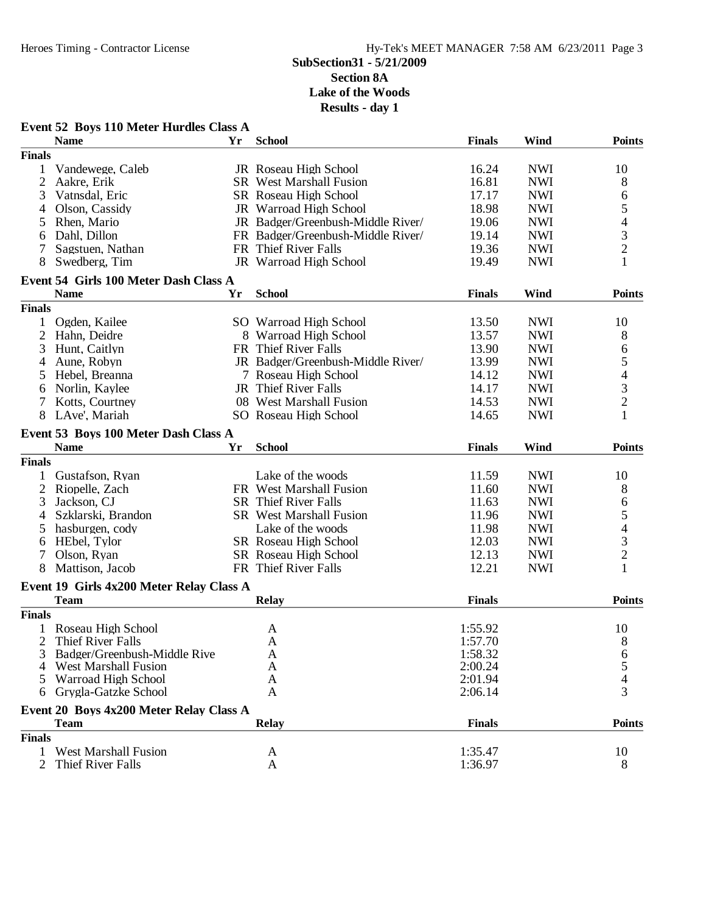**SubSection31 - 5/21/2009**
**Section 8A**
**Lake of the Woods**
**Results - day 1**

### Event 52 Boys 110 Meter Hurdles Class A

| | Name | Yr | School | Finals | Wind | Points |
|---|---|---|---|---|---|---|
| **Finals** | | | | | | |
| 1 | Vandewege, Caleb | JR | Roseau High School | 16.24 | NWI | 10 |
| 2 | Aakre, Erik | SR | West Marshall Fusion | 16.81 | NWI | 8 |
| 3 | Vatnsdal, Eric | SR | Roseau High School | 17.17 | NWI | 6 |
| 4 | Olson, Cassidy | JR | Warroad High School | 18.98 | NWI | 5 |
| 5 | Rhen, Mario | JR | Badger/Greenbush-Middle River/ | 19.06 | NWI | 4 |
| 6 | Dahl, Dillon | FR | Badger/Greenbush-Middle River/ | 19.14 | NWI | 3 |
| 7 | Sagstuen, Nathan | FR | Thief River Falls | 19.36 | NWI | 2 |
| 8 | Swedberg, Tim | JR | Warroad High School | 19.49 | NWI | 1 |

### Event 54 Girls 100 Meter Dash Class A

| | Name | Yr | School | Finals | Wind | Points |
|---|---|---|---|---|---|---|
| **Finals** | | | | | | |
| 1 | Ogden, Kailee | SO | Warroad High School | 13.50 | NWI | 10 |
| 2 | Hahn, Deidre | 8 | Warroad High School | 13.57 | NWI | 8 |
| 3 | Hunt, Caitlyn | FR | Thief River Falls | 13.90 | NWI | 6 |
| 4 | Aune, Robyn | JR | Badger/Greenbush-Middle River/ | 13.99 | NWI | 5 |
| 5 | Hebel, Breanna | 7 | Roseau High School | 14.12 | NWI | 4 |
| 6 | Norlin, Kaylee | JR | Thief River Falls | 14.17 | NWI | 3 |
| 7 | Kotts, Courtney | 08 | West Marshall Fusion | 14.53 | NWI | 2 |
| 8 | LAve', Mariah | SO | Roseau High School | 14.65 | NWI | 1 |

### Event 53 Boys 100 Meter Dash Class A

| | Name | Yr | School | Finals | Wind | Points |
|---|---|---|---|---|---|---|
| **Finals** | | | | | | |
| 1 | Gustafson, Ryan | | Lake of the woods | 11.59 | NWI | 10 |
| 2 | Riopelle, Zach | FR | West Marshall Fusion | 11.60 | NWI | 8 |
| 3 | Jackson, CJ | SR | Thief River Falls | 11.63 | NWI | 6 |
| 4 | Szklarski, Brandon | SR | West Marshall Fusion | 11.96 | NWI | 5 |
| 5 | hasburgen, cody | | Lake of the woods | 11.98 | NWI | 4 |
| 6 | HEbel, Tylor | SR | Roseau High School | 12.03 | NWI | 3 |
| 7 | Olson, Ryan | SR | Roseau High School | 12.13 | NWI | 2 |
| 8 | Mattison, Jacob | FR | Thief River Falls | 12.21 | NWI | 1 |

### Event 19 Girls 4x200 Meter Relay Class A

| | Team | Relay | Finals | Points |
|---|---|---|---|---|
| **Finals** | | | | |
| 1 | Roseau High School | A | 1:55.92 | 10 |
| 2 | Thief River Falls | A | 1:57.70 | 8 |
| 3 | Badger/Greenbush-Middle Rive | A | 1:58.32 | 6 |
| 4 | West Marshall Fusion | A | 2:00.24 | 5 |
| 5 | Warroad High School | A | 2:01.94 | 4 |
| 6 | Grygla-Gatzke School | A | 2:06.14 | 3 |

### Event 20 Boys 4x200 Meter Relay Class A

| | Team | Relay | Finals | Points |
|---|---|---|---|---|
| **Finals** | | | | |
| 1 | West Marshall Fusion | A | 1:35.47 | 10 |
| 2 | Thief River Falls | A | 1:36.97 | 8 |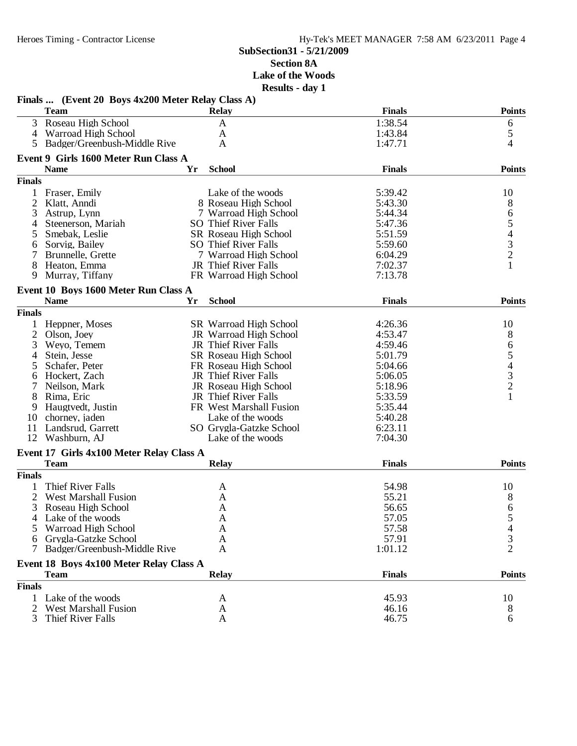**SubSection31 - 5/21/2009**
**Section 8A**
**Lake of the Woods**
**Results - day 1**

### Finals ... (Event 20 Boys 4x200 Meter Relay Class A)

| | Team | Relay | Finals | Points |
|---|---|---|---|---|
| 3 | Roseau High School | A | 1:38.54 | 6 |
| 4 | Warroad High School | A | 1:43.84 | 5 |
| 5 | Badger/Greenbush-Middle Rive | A | 1:47.71 | 4 |

### Event 9 Girls 1600 Meter Run Class A

| | Name | Yr | School | Finals | Points |
|---|---|---|---|---|---|
| **Finals** | | | | | |
| 1 | Fraser, Emily | | Lake of the woods | 5:39.42 | 10 |
| 2 | Klatt, Anndi | 8 | Roseau High School | 5:43.30 | 8 |
| 3 | Astrup, Lynn | 7 | Warroad High School | 5:44.34 | 6 |
| 4 | Steenerson, Mariah | SO | Thief River Falls | 5:47.36 | 5 |
| 5 | Smebak, Leslie | SR | Roseau High School | 5:51.59 | 4 |
| 6 | Sorvig, Bailey | SO | Thief River Falls | 5:59.60 | 3 |
| 7 | Brunnelle, Grette | 7 | Warroad High School | 6:04.29 | 2 |
| 8 | Heaton, Emma | JR | Thief River Falls | 7:02.37 | 1 |
| 9 | Murray, Tiffany | FR | Warroad High School | 7:13.78 | |

### Event 10 Boys 1600 Meter Run Class A

| | Name | Yr | School | Finals | Points |
|---|---|---|---|---|---|
| **Finals** | | | | | |
| 1 | Heppner, Moses | SR | Warroad High School | 4:26.36 | 10 |
| 2 | Olson, Joey | JR | Warroad High School | 4:53.47 | 8 |
| 3 | Weyo, Temem | JR | Thief River Falls | 4:59.46 | 6 |
| 4 | Stein, Jesse | SR | Roseau High School | 5:01.79 | 5 |
| 5 | Schafer, Peter | FR | Roseau High School | 5:04.66 | 4 |
| 6 | Hockert, Zach | JR | Thief River Falls | 5:06.05 | 3 |
| 7 | Neilson, Mark | JR | Roseau High School | 5:18.96 | 2 |
| 8 | Rima, Eric | JR | Thief River Falls | 5:33.59 | 1 |
| 9 | Haugtvedt, Justin | FR | West Marshall Fusion | 5:35.44 | |
| 10 | chorney, jaden | | Lake of the woods | 5:40.28 | |
| 11 | Landsrud, Garrett | SO | Grygla-Gatzke School | 6:23.11 | |
| 12 | Washburn, AJ | | Lake of the woods | 7:04.30 | |

### Event 17 Girls 4x100 Meter Relay Class A

| | Team | Relay | Finals | Points |
|---|---|---|---|---|
| **Finals** | | | | |
| 1 | Thief River Falls | A | 54.98 | 10 |
| 2 | West Marshall Fusion | A | 55.21 | 8 |
| 3 | Roseau High School | A | 56.65 | 6 |
| 4 | Lake of the woods | A | 57.05 | 5 |
| 5 | Warroad High School | A | 57.58 | 4 |
| 6 | Grygla-Gatzke School | A | 57.91 | 3 |
| 7 | Badger/Greenbush-Middle Rive | A | 1:01.12 | 2 |

### Event 18 Boys 4x100 Meter Relay Class A

| | Team | Relay | Finals | Points |
|---|---|---|---|---|
| **Finals** | | | | |
| 1 | Lake of the woods | A | 45.93 | 10 |
| 2 | West Marshall Fusion | A | 46.16 | 8 |
| 3 | Thief River Falls | A | 46.75 | 6 |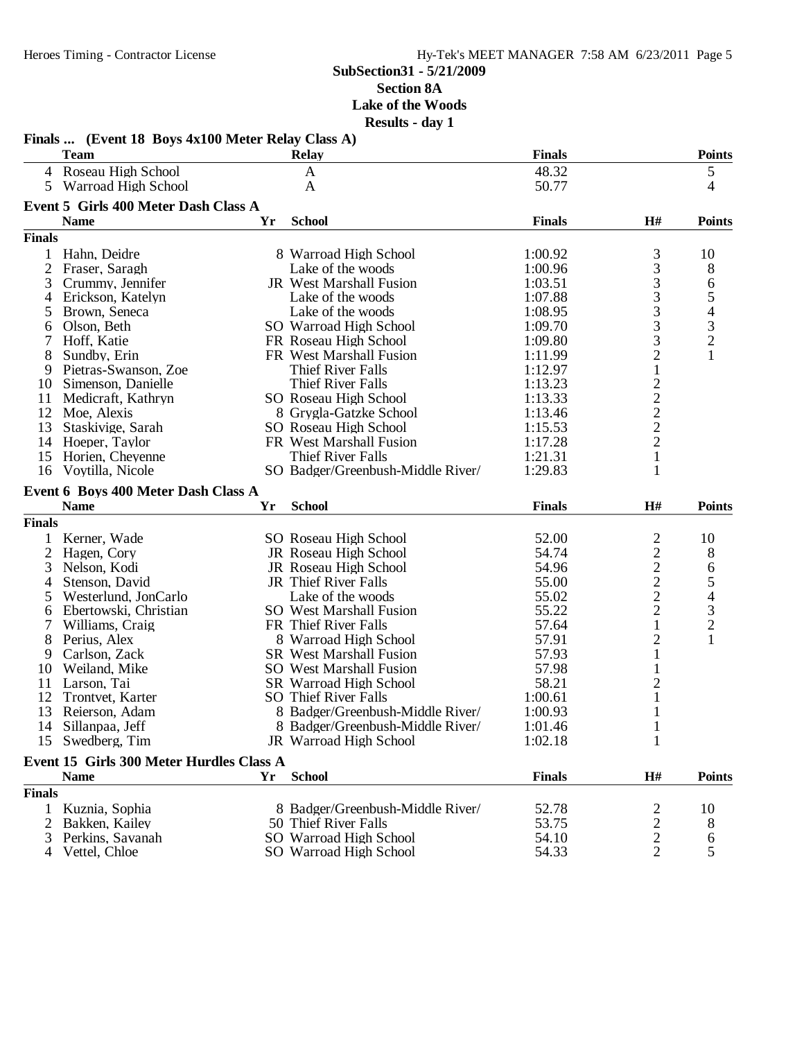## SubSection31 - 5/21/2009
## Section 8A
## Lake of the Woods
## Results - day 1

### Finals ... (Event 18 Boys 4x100 Meter Relay Class A)

| | Team | Relay | Finals | Points |
|---|---|---|---|---|
| 4 | Roseau High School | A | 48.32 | 5 |
| 5 | Warroad High School | A | 50.77 | 4 |

### Event 5 Girls 400 Meter Dash Class A

| | Name | Yr | School | Finals | H# | Points |
|---|---|---|---|---|---|---|
| **Finals** | | | | | | |
| 1 | Hahn, Deidre | 8 | Warroad High School | 1:00.92 | 3 | 10 |
| 2 | Fraser, Saragh | | Lake of the woods | 1:00.96 | 3 | 8 |
| 3 | Crummy, Jennifer | JR | West Marshall Fusion | 1:03.51 | 3 | 6 |
| 4 | Erickson, Katelyn | | Lake of the woods | 1:07.88 | 3 | 5 |
| 5 | Brown, Seneca | | Lake of the woods | 1:08.95 | 3 | 4 |
| 6 | Olson, Beth | SO | Warroad High School | 1:09.70 | 3 | 3 |
| 7 | Hoff, Katie | FR | Roseau High School | 1:09.80 | 3 | 2 |
| 8 | Sundby, Erin | FR | West Marshall Fusion | 1:11.99 | 2 | 1 |
| 9 | Pietras-Swanson, Zoe | | Thief River Falls | 1:12.97 | 1 | |
| 10 | Simenson, Danielle | | Thief River Falls | 1:13.23 | 2 | |
| 11 | Medicraft, Kathryn | SO | Roseau High School | 1:13.33 | 2 | |
| 12 | Moe, Alexis | 8 | Grygla-Gatzke School | 1:13.46 | 2 | |
| 13 | Staskivige, Sarah | SO | Roseau High School | 1:15.53 | 2 | |
| 14 | Hoeper, Taylor | FR | West Marshall Fusion | 1:17.28 | 2 | |
| 15 | Horien, Cheyenne | | Thief River Falls | 1:21.31 | 1 | |
| 16 | Voytilla, Nicole | SO | Badger/Greenbush-Middle River/ | 1:29.83 | 1 | |

### Event 6 Boys 400 Meter Dash Class A

| | Name | Yr | School | Finals | H# | Points |
|---|---|---|---|---|---|---|
| **Finals** | | | | | | |
| 1 | Kerner, Wade | SO | Roseau High School | 52.00 | 2 | 10 |
| 2 | Hagen, Cory | JR | Roseau High School | 54.74 | 2 | 8 |
| 3 | Nelson, Kodi | JR | Roseau High School | 54.96 | 2 | 6 |
| 4 | Stenson, David | JR | Thief River Falls | 55.00 | 2 | 5 |
| 5 | Westerlund, JonCarlo | | Lake of the woods | 55.02 | 2 | 4 |
| 6 | Ebertowski, Christian | SO | West Marshall Fusion | 55.22 | 2 | 3 |
| 7 | Williams, Craig | FR | Thief River Falls | 57.64 | 1 | 2 |
| 8 | Perius, Alex | 8 | Warroad High School | 57.91 | 2 | 1 |
| 9 | Carlson, Zack | SR | West Marshall Fusion | 57.93 | 1 | |
| 10 | Weiland, Mike | SO | West Marshall Fusion | 57.98 | 1 | |
| 11 | Larson, Tai | SR | Warroad High School | 58.21 | 2 | |
| 12 | Trontvet, Karter | SO | Thief River Falls | 1:00.61 | 1 | |
| 13 | Reierson, Adam | 8 | Badger/Greenbush-Middle River/ | 1:00.93 | 1 | |
| 14 | Sillanpaa, Jeff | 8 | Badger/Greenbush-Middle River/ | 1:01.46 | 1 | |
| 15 | Swedberg, Tim | JR | Warroad High School | 1:02.18 | 1 | |

### Event 15 Girls 300 Meter Hurdles Class A

| | Name | Yr | School | Finals | H# | Points |
|---|---|---|---|---|---|---|
| **Finals** | | | | | | |
| 1 | Kuznia, Sophia | 8 | Badger/Greenbush-Middle River/ | 52.78 | 2 | 10 |
| 2 | Bakken, Kailey | 50 | Thief River Falls | 53.75 | 2 | 8 |
| 3 | Perkins, Savanah | SO | Warroad High School | 54.10 | 2 | 6 |
| 4 | Vettel, Chloe | SO | Warroad High School | 54.33 | 2 | 5 |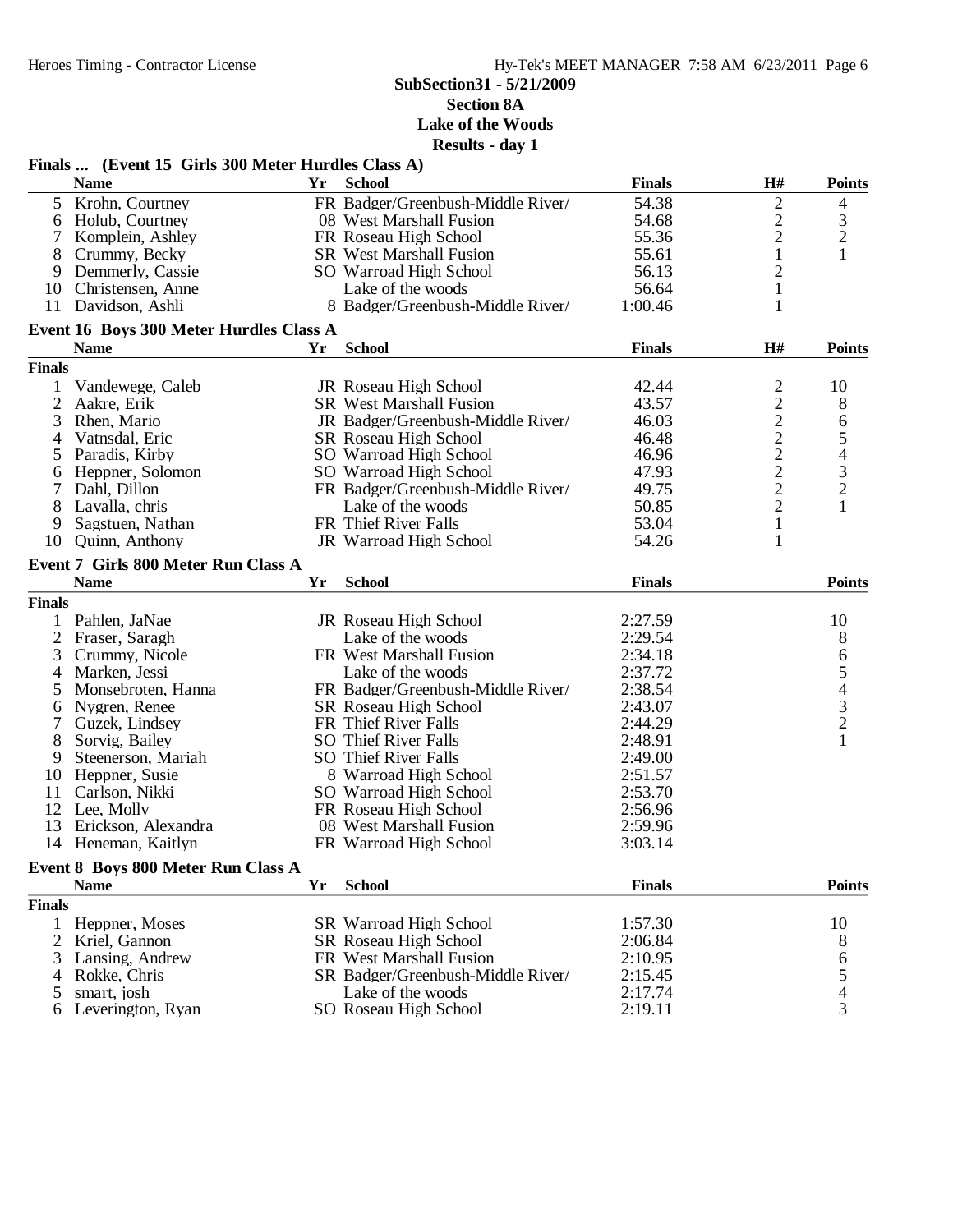SubSection31 - 5/21/2009

Section 8A

Lake of the Woods

Results - day 1

### Finals ... (Event 15 Girls 300 Meter Hurdles Class A)

| | Name | Yr | School | Finals | H# | Points |
|---|---|---|---|---|---|---|
| 5 | Krohn, Courtney | FR | Badger/Greenbush-Middle River/ | 54.38 | 2 | 4 |
| 6 | Holub, Courtney | 08 | West Marshall Fusion | 54.68 | 2 | 3 |
| 7 | Komplein, Ashley | FR | Roseau High School | 55.36 | 2 | 2 |
| 8 | Crummy, Becky | SR | West Marshall Fusion | 55.61 | 1 | 1 |
| 9 | Demmerly, Cassie | SO | Warroad High School | 56.13 | 2 | |
| 10 | Christensen, Anne | | Lake of the woods | 56.64 | 1 | |
| 11 | Davidson, Ashli | 8 | Badger/Greenbush-Middle River/ | 1:00.46 | 1 | |

### Event 16 Boys 300 Meter Hurdles Class A

| | Name | Yr | School | Finals | H# | Points |
|---|---|---|---|---|---|---|
| **Finals** | | | | | | |
| 1 | Vandewege, Caleb | JR | Roseau High School | 42.44 | 2 | 10 |
| 2 | Aakre, Erik | SR | West Marshall Fusion | 43.57 | 2 | 8 |
| 3 | Rhen, Mario | JR | Badger/Greenbush-Middle River/ | 46.03 | 2 | 6 |
| 4 | Vatnsdal, Eric | SR | Roseau High School | 46.48 | 2 | 5 |
| 5 | Paradis, Kirby | SO | Warroad High School | 46.96 | 2 | 4 |
| 6 | Heppner, Solomon | SO | Warroad High School | 47.93 | 2 | 3 |
| 7 | Dahl, Dillon | FR | Badger/Greenbush-Middle River/ | 49.75 | 2 | 2 |
| 8 | Lavalla, chris | | Lake of the woods | 50.85 | 2 | 1 |
| 9 | Sagstuen, Nathan | FR | Thief River Falls | 53.04 | 1 | |
| 10 | Quinn, Anthony | JR | Warroad High School | 54.26 | 1 | |

### Event 7 Girls 800 Meter Run Class A

| | Name | Yr | School | Finals | Points |
|---|---|---|---|---|---|
| **Finals** | | | | | |
| 1 | Pahlen, JaNae | JR | Roseau High School | 2:27.59 | 10 |
| 2 | Fraser, Saragh | | Lake of the woods | 2:29.54 | 8 |
| 3 | Crummy, Nicole | FR | West Marshall Fusion | 2:34.18 | 6 |
| 4 | Marken, Jessi | | Lake of the woods | 2:37.72 | 5 |
| 5 | Monsebroten, Hanna | FR | Badger/Greenbush-Middle River/ | 2:38.54 | 4 |
| 6 | Nygren, Renee | SR | Roseau High School | 2:43.07 | 3 |
| 7 | Guzek, Lindsey | FR | Thief River Falls | 2:44.29 | 2 |
| 8 | Sorvig, Bailey | SO | Thief River Falls | 2:48.91 | 1 |
| 9 | Steenerson, Mariah | SO | Thief River Falls | 2:49.00 | |
| 10 | Heppner, Susie | 8 | Warroad High School | 2:51.57 | |
| 11 | Carlson, Nikki | SO | Warroad High School | 2:53.70 | |
| 12 | Lee, Molly | FR | Roseau High School | 2:56.96 | |
| 13 | Erickson, Alexandra | 08 | West Marshall Fusion | 2:59.96 | |
| 14 | Heneman, Kaitlyn | FR | Warroad High School | 3:03.14 | |

### Event 8 Boys 800 Meter Run Class A

| | Name | Yr | School | Finals | Points |
|---|---|---|---|---|---|
| **Finals** | | | | | |
| 1 | Heppner, Moses | SR | Warroad High School | 1:57.30 | 10 |
| 2 | Kriel, Gannon | SR | Roseau High School | 2:06.84 | 8 |
| 3 | Lansing, Andrew | FR | West Marshall Fusion | 2:10.95 | 6 |
| 4 | Rokke, Chris | SR | Badger/Greenbush-Middle River/ | 2:15.45 | 5 |
| 5 | smart, josh | | Lake of the woods | 2:17.74 | 4 |
| 6 | Leverington, Ryan | SO | Roseau High School | 2:19.11 | 3 |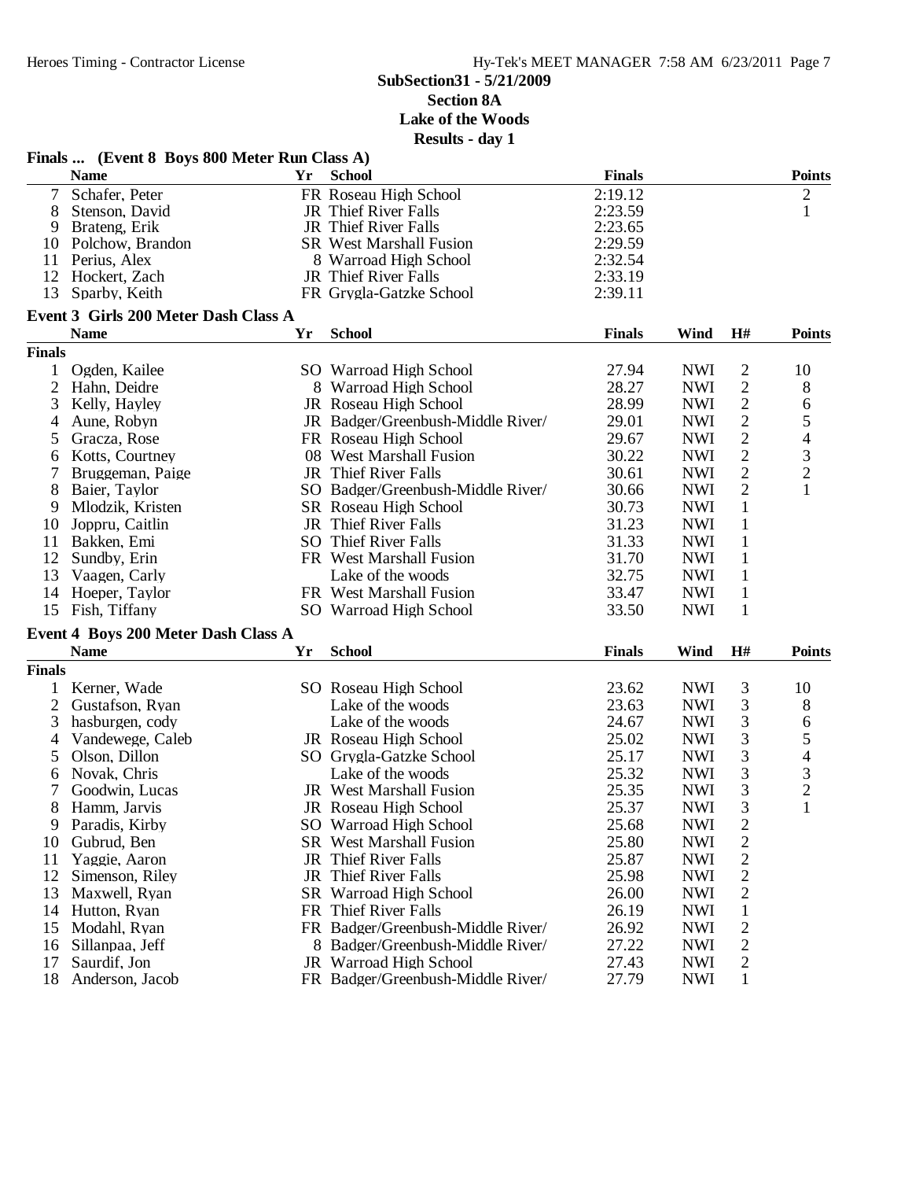**SubSection31 - 5/21/2009**

**Section 8A**

**Lake of the Woods**

**Results - day 1**

### Finals ... (Event 8 Boys 800 Meter Run Class A)

| | Name | Yr | School | Finals | Points |
|---|---|---|---|---|---|
| 7 | Schafer, Peter | FR | Roseau High School | 2:19.12 | 2 |
| 8 | Stenson, David | JR | Thief River Falls | 2:23.59 | 1 |
| 9 | Brateng, Erik | JR | Thief River Falls | 2:23.65 | |
| 10 | Polchow, Brandon | SR | West Marshall Fusion | 2:29.59 | |
| 11 | Perius, Alex | 8 | Warroad High School | 2:32.54 | |
| 12 | Hockert, Zach | JR | Thief River Falls | 2:33.19 | |
| 13 | Sparby, Keith | FR | Grygla-Gatzke School | 2:39.11 | |

### Event 3 Girls 200 Meter Dash Class A

| | Name | Yr | School | Finals | Wind | H# | Points |
|---|---|---|---|---|---|---|---|
| **Finals** | | | | | | | |
| 1 | Ogden, Kailee | SO | Warroad High School | 27.94 | NWI | 2 | 10 |
| 2 | Hahn, Deidre | 8 | Warroad High School | 28.27 | NWI | 2 | 8 |
| 3 | Kelly, Hayley | JR | Roseau High School | 28.99 | NWI | 2 | 6 |
| 4 | Aune, Robyn | JR | Badger/Greenbush-Middle River/ | 29.01 | NWI | 2 | 5 |
| 5 | Gracza, Rose | FR | Roseau High School | 29.67 | NWI | 2 | 4 |
| 6 | Kotts, Courtney | 08 | West Marshall Fusion | 30.22 | NWI | 2 | 3 |
| 7 | Bruggeman, Paige | JR | Thief River Falls | 30.61 | NWI | 2 | 2 |
| 8 | Baier, Taylor | SO | Badger/Greenbush-Middle River/ | 30.66 | NWI | 2 | 1 |
| 9 | Mlodzik, Kristen | SR | Roseau High School | 30.73 | NWI | 1 | |
| 10 | Joppru, Caitlin | JR | Thief River Falls | 31.23 | NWI | 1 | |
| 11 | Bakken, Emi | SO | Thief River Falls | 31.33 | NWI | 1 | |
| 12 | Sundby, Erin | FR | West Marshall Fusion | 31.70 | NWI | 1 | |
| 13 | Vaagen, Carly | | Lake of the woods | 32.75 | NWI | 1 | |
| 14 | Hoeper, Taylor | FR | West Marshall Fusion | 33.47 | NWI | 1 | |
| 15 | Fish, Tiffany | SO | Warroad High School | 33.50 | NWI | 1 | |

### Event 4 Boys 200 Meter Dash Class A

| | Name | Yr | School | Finals | Wind | H# | Points |
|---|---|---|---|---|---|---|---|
| **Finals** | | | | | | | |
| 1 | Kerner, Wade | SO | Roseau High School | 23.62 | NWI | 3 | 10 |
| 2 | Gustafson, Ryan | | Lake of the woods | 23.63 | NWI | 3 | 8 |
| 3 | hasburgen, cody | | Lake of the woods | 24.67 | NWI | 3 | 6 |
| 4 | Vandewege, Caleb | JR | Roseau High School | 25.02 | NWI | 3 | 5 |
| 5 | Olson, Dillon | SO | Grygla-Gatzke School | 25.17 | NWI | 3 | 4 |
| 6 | Novak, Chris | | Lake of the woods | 25.32 | NWI | 3 | 3 |
| 7 | Goodwin, Lucas | JR | West Marshall Fusion | 25.35 | NWI | 3 | 2 |
| 8 | Hamm, Jarvis | JR | Roseau High School | 25.37 | NWI | 3 | 1 |
| 9 | Paradis, Kirby | SO | Warroad High School | 25.68 | NWI | 2 | |
| 10 | Gubrud, Ben | SR | West Marshall Fusion | 25.80 | NWI | 2 | |
| 11 | Yaggie, Aaron | JR | Thief River Falls | 25.87 | NWI | 2 | |
| 12 | Simenson, Riley | JR | Thief River Falls | 25.98 | NWI | 2 | |
| 13 | Maxwell, Ryan | SR | Warroad High School | 26.00 | NWI | 2 | |
| 14 | Hutton, Ryan | FR | Thief River Falls | 26.19 | NWI | 1 | |
| 15 | Modahl, Ryan | FR | Badger/Greenbush-Middle River/ | 26.92 | NWI | 2 | |
| 16 | Sillanpaa, Jeff | 8 | Badger/Greenbush-Middle River/ | 27.22 | NWI | 2 | |
| 17 | Saurdif, Jon | JR | Warroad High School | 27.43 | NWI | 2 | |
| 18 | Anderson, Jacob | FR | Badger/Greenbush-Middle River/ | 27.79 | NWI | 1 | |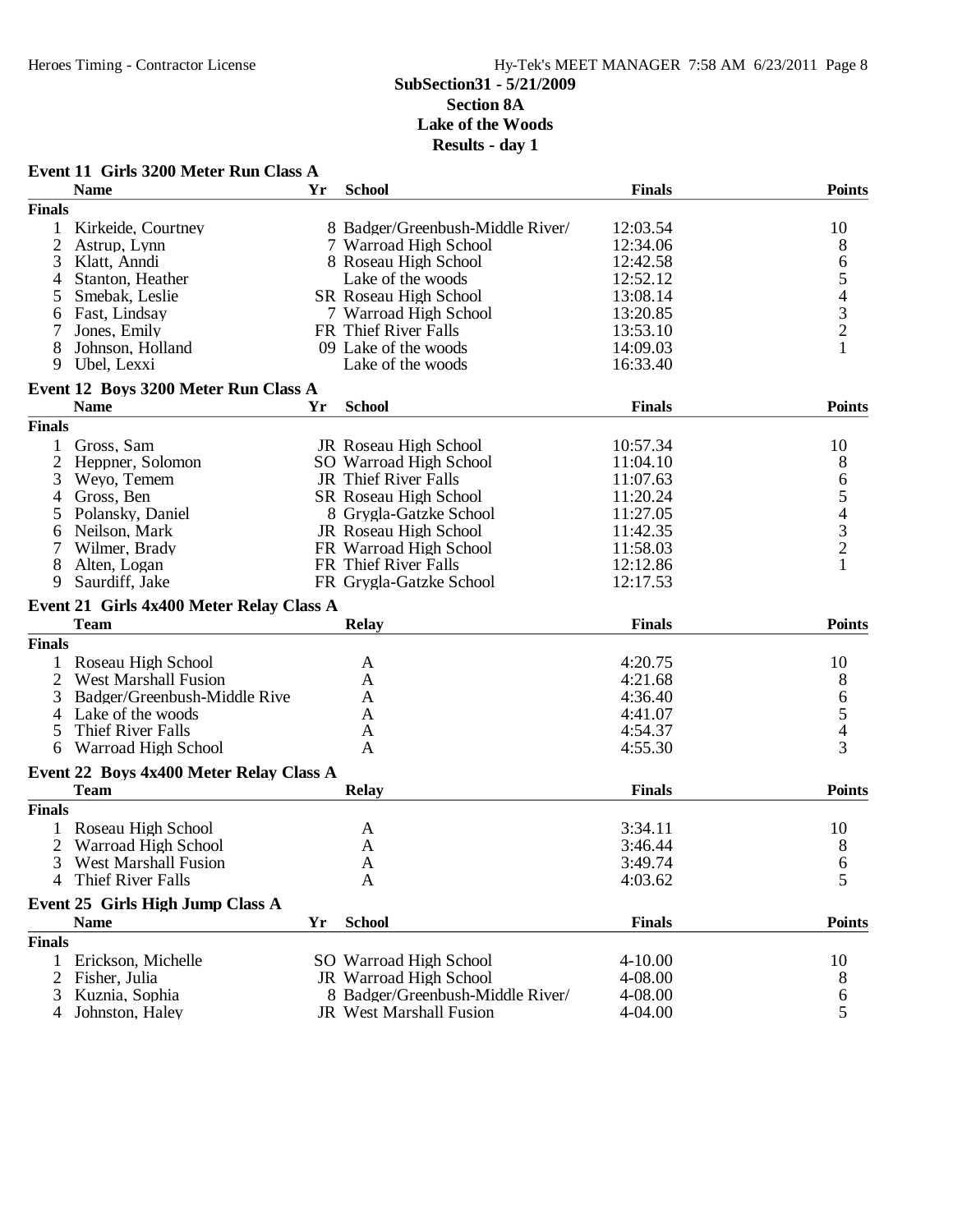**SubSection31 - 5/21/2009**
**Section 8A**
**Lake of the Woods**
**Results - day 1**

### Event 11 Girls 3200 Meter Run Class A

| | Name | Yr | School | Finals | Points |
|---|---|---|---|---|---|
| **Finals** | | | | | |
| 1 | Kirkeide, Courtney | 8 | Badger/Greenbush-Middle River/ | 12:03.54 | 10 |
| 2 | Astrup, Lynn | 7 | Warroad High School | 12:34.06 | 8 |
| 3 | Klatt, Anndi | 8 | Roseau High School | 12:42.58 | 6 |
| 4 | Stanton, Heather | | Lake of the woods | 12:52.12 | 5 |
| 5 | Smebak, Leslie | SR | Roseau High School | 13:08.14 | 4 |
| 6 | Fast, Lindsay | 7 | Warroad High School | 13:20.85 | 3 |
| 7 | Jones, Emily | FR | Thief River Falls | 13:53.10 | 2 |
| 8 | Johnson, Holland | 09 | Lake of the woods | 14:09.03 | 1 |
| 9 | Ubel, Lexxi | | Lake of the woods | 16:33.40 | |

### Event 12 Boys 3200 Meter Run Class A

| | Name | Yr | School | Finals | Points |
|---|---|---|---|---|---|
| **Finals** | | | | | |
| 1 | Gross, Sam | JR | Roseau High School | 10:57.34 | 10 |
| 2 | Heppner, Solomon | SO | Warroad High School | 11:04.10 | 8 |
| 3 | Weyo, Temem | JR | Thief River Falls | 11:07.63 | 6 |
| 4 | Gross, Ben | SR | Roseau High School | 11:20.24 | 5 |
| 5 | Polansky, Daniel | 8 | Grygla-Gatzke School | 11:27.05 | 4 |
| 6 | Neilson, Mark | JR | Roseau High School | 11:42.35 | 3 |
| 7 | Wilmer, Brady | FR | Warroad High School | 11:58.03 | 2 |
| 8 | Alten, Logan | FR | Thief River Falls | 12:12.86 | 1 |
| 9 | Saurdiff, Jake | FR | Grygla-Gatzke School | 12:17.53 | |

### Event 21 Girls 4x400 Meter Relay Class A

| | Team | Relay | Finals | Points |
|---|---|---|---|---|
| **Finals** | | | | |
| 1 | Roseau High School | A | 4:20.75 | 10 |
| 2 | West Marshall Fusion | A | 4:21.68 | 8 |
| 3 | Badger/Greenbush-Middle Rive | A | 4:36.40 | 6 |
| 4 | Lake of the woods | A | 4:41.07 | 5 |
| 5 | Thief River Falls | A | 4:54.37 | 4 |
| 6 | Warroad High School | A | 4:55.30 | 3 |

### Event 22 Boys 4x400 Meter Relay Class A

| | Team | Relay | Finals | Points |
|---|---|---|---|---|
| **Finals** | | | | |
| 1 | Roseau High School | A | 3:34.11 | 10 |
| 2 | Warroad High School | A | 3:46.44 | 8 |
| 3 | West Marshall Fusion | A | 3:49.74 | 6 |
| 4 | Thief River Falls | A | 4:03.62 | 5 |

### Event 25 Girls High Jump Class A

| | Name | Yr | School | Finals | Points |
|---|---|---|---|---|---|
| **Finals** | | | | | |
| 1 | Erickson, Michelle | SO | Warroad High School | 4-10.00 | 10 |
| 2 | Fisher, Julia | JR | Warroad High School | 4-08.00 | 8 |
| 3 | Kuznia, Sophia | 8 | Badger/Greenbush-Middle River/ | 4-08.00 | 6 |
| 4 | Johnston, Haley | JR | West Marshall Fusion | 4-04.00 | 5 |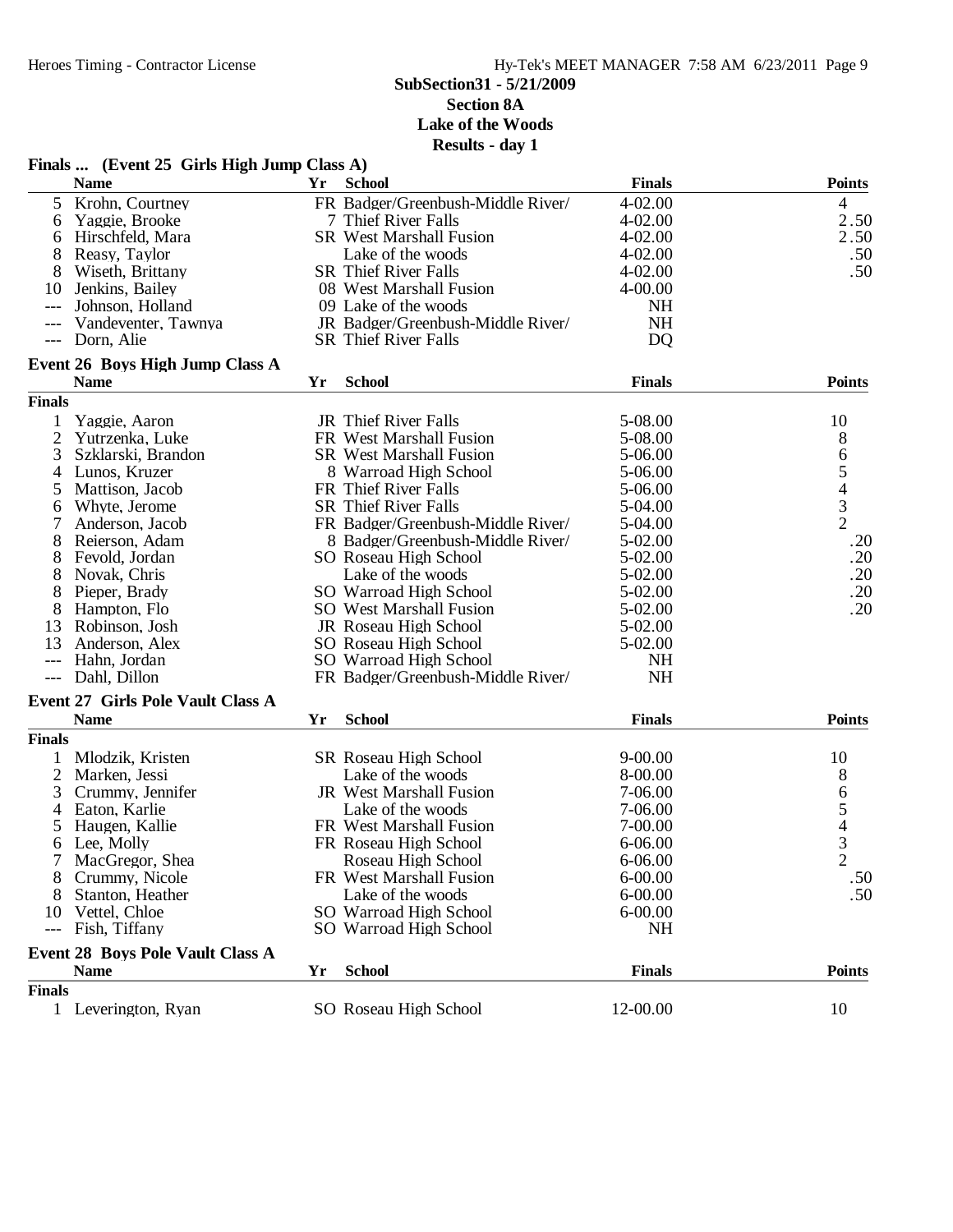## SubSection31 - 5/21/2009
## Section 8A
## Lake of the Woods
## Results - day 1

### Finals ... (Event 25 Girls High Jump Class A)

| | Name | Yr | School | Finals | Points |
|---|---|---|---|---|---|
| 5 | Krohn, Courtney | FR | Badger/Greenbush-Middle River/ | 4-02.00 | 4 |
| 6 | Yaggie, Brooke | 7 | Thief River Falls | 4-02.00 | 2.50 |
| 6 | Hirschfeld, Mara | SR | West Marshall Fusion | 4-02.00 | 2.50 |
| 8 | Reasy, Taylor | | Lake of the woods | 4-02.00 | .50 |
| 8 | Wiseth, Brittany | SR | Thief River Falls | 4-02.00 | .50 |
| 10 | Jenkins, Bailey | 08 | West Marshall Fusion | 4-00.00 | |
| --- | Johnson, Holland | 09 | Lake of the woods | NH | |
| --- | Vandeventer, Tawnya | JR | Badger/Greenbush-Middle River/ | NH | |
| --- | Dorn, Alie | SR | Thief River Falls | DQ | |

### Event 26 Boys High Jump Class A

| | Name | Yr | School | Finals | Points |
|---|---|---|---|---|---|
| **Finals** | | | | | |
| 1 | Yaggie, Aaron | JR | Thief River Falls | 5-08.00 | 10 |
| 2 | Yutrzenka, Luke | FR | West Marshall Fusion | 5-08.00 | 8 |
| 3 | Szklarski, Brandon | SR | West Marshall Fusion | 5-06.00 | 6 |
| 4 | Lunos, Kruzer | 8 | Warroad High School | 5-06.00 | 5 |
| 5 | Mattison, Jacob | FR | Thief River Falls | 5-06.00 | 4 |
| 6 | Whyte, Jerome | SR | Thief River Falls | 5-04.00 | 3 |
| 7 | Anderson, Jacob | FR | Badger/Greenbush-Middle River/ | 5-04.00 | 2 |
| 8 | Reierson, Adam | 8 | Badger/Greenbush-Middle River/ | 5-02.00 | .20 |
| 8 | Fevold, Jordan | SO | Roseau High School | 5-02.00 | .20 |
| 8 | Novak, Chris | | Lake of the woods | 5-02.00 | .20 |
| 8 | Pieper, Brady | SO | Warroad High School | 5-02.00 | .20 |
| 8 | Hampton, Flo | SO | West Marshall Fusion | 5-02.00 | .20 |
| 13 | Robinson, Josh | JR | Roseau High School | 5-02.00 | |
| 13 | Anderson, Alex | SO | Roseau High School | 5-02.00 | |
| --- | Hahn, Jordan | SO | Warroad High School | NH | |
| --- | Dahl, Dillon | FR | Badger/Greenbush-Middle River/ | NH | |

### Event 27 Girls Pole Vault Class A

| | Name | Yr | School | Finals | Points |
|---|---|---|---|---|---|
| **Finals** | | | | | |
| 1 | Mlodzik, Kristen | SR | Roseau High School | 9-00.00 | 10 |
| 2 | Marken, Jessi | | Lake of the woods | 8-00.00 | 8 |
| 3 | Crummy, Jennifer | JR | West Marshall Fusion | 7-06.00 | 6 |
| 4 | Eaton, Karlie | | Lake of the woods | 7-06.00 | 5 |
| 5 | Haugen, Kallie | FR | West Marshall Fusion | 7-00.00 | 4 |
| 6 | Lee, Molly | FR | Roseau High School | 6-06.00 | 3 |
| 7 | MacGregor, Shea | | Roseau High School | 6-06.00 | 2 |
| 8 | Crummy, Nicole | FR | West Marshall Fusion | 6-00.00 | .50 |
| 8 | Stanton, Heather | | Lake of the woods | 6-00.00 | .50 |
| 10 | Vettel, Chloe | SO | Warroad High School | 6-00.00 | |
| --- | Fish, Tiffany | SO | Warroad High School | NH | |

### Event 28 Boys Pole Vault Class A

| | Name | Yr | School | Finals | Points |
|---|---|---|---|---|---|
| **Finals** | | | | | |
| 1 | Leverington, Ryan | SO | Roseau High School | 12-00.00 | 10 |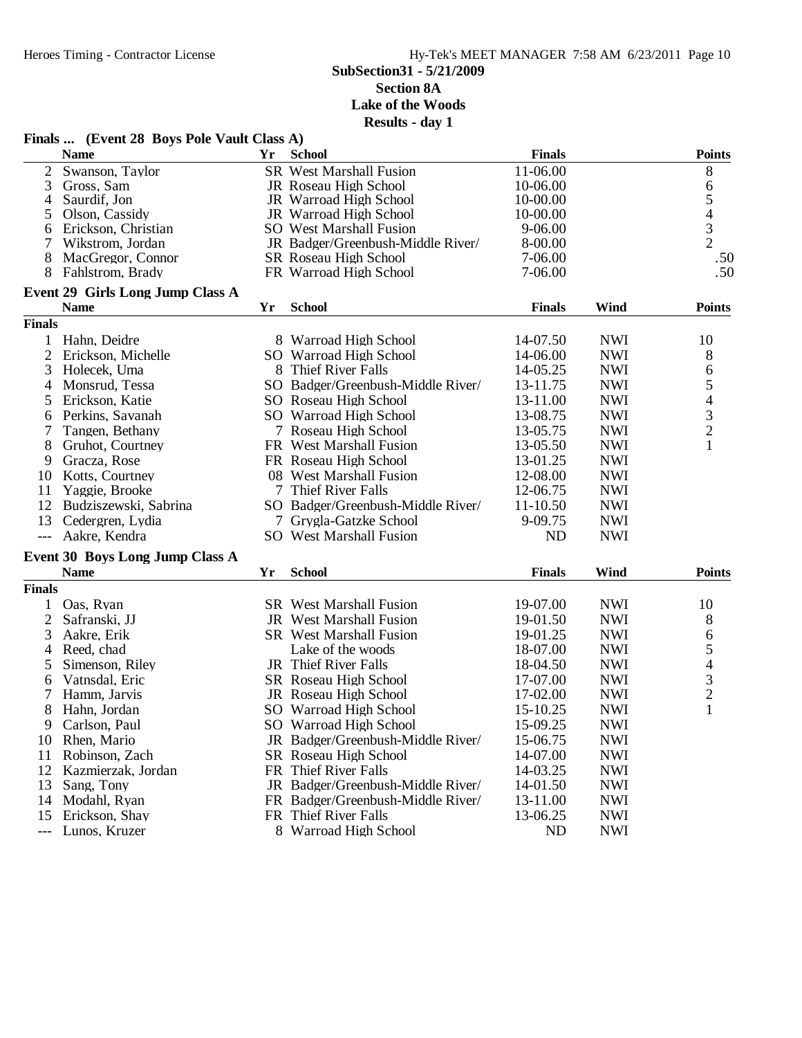**SubSection31 - 5/21/2009**
**Section 8A**
**Lake of the Woods**
**Results - day 1**

### Finals ... (Event 28 Boys Pole Vault Class A)

| | Name | Yr | School | Finals | Points |
|---|---|---|---|---|---|
| 2 | Swanson, Taylor | SR | West Marshall Fusion | 11-06.00 | 8 |
| 3 | Gross, Sam | JR | Roseau High School | 10-06.00 | 6 |
| 4 | Saurdif, Jon | JR | Warroad High School | 10-00.00 | 5 |
| 5 | Olson, Cassidy | JR | Warroad High School | 10-00.00 | 4 |
| 6 | Erickson, Christian | SO | West Marshall Fusion | 9-06.00 | 3 |
| 7 | Wikstrom, Jordan | JR | Badger/Greenbush-Middle River/ | 8-00.00 | 2 |
| 8 | MacGregor, Connor | SR | Roseau High School | 7-06.00 | .50 |
| 8 | Fahlstrom, Brady | FR | Warroad High School | 7-06.00 | .50 |

### Event 29 Girls Long Jump Class A

| | Name | Yr | School | Finals | Wind | Points |
|---|---|---|---|---|---|---|
| **Finals** | | | | | | |
| 1 | Hahn, Deidre | 8 | Warroad High School | 14-07.50 | NWI | 10 |
| 2 | Erickson, Michelle | SO | Warroad High School | 14-06.00 | NWI | 8 |
| 3 | Holecek, Uma | 8 | Thief River Falls | 14-05.25 | NWI | 6 |
| 4 | Monsrud, Tessa | SO | Badger/Greenbush-Middle River/ | 13-11.75 | NWI | 5 |
| 5 | Erickson, Katie | SO | Roseau High School | 13-11.00 | NWI | 4 |
| 6 | Perkins, Savanah | SO | Warroad High School | 13-08.75 | NWI | 3 |
| 7 | Tangen, Bethany | 7 | Roseau High School | 13-05.75 | NWI | 2 |
| 8 | Gruhot, Courtney | FR | West Marshall Fusion | 13-05.50 | NWI | 1 |
| 9 | Gracza, Rose | FR | Roseau High School | 13-01.25 | NWI | |
| 10 | Kotts, Courtney | 08 | West Marshall Fusion | 12-08.00 | NWI | |
| 11 | Yaggie, Brooke | 7 | Thief River Falls | 12-06.75 | NWI | |
| 12 | Budziszewski, Sabrina | SO | Badger/Greenbush-Middle River/ | 11-10.50 | NWI | |
| 13 | Cedergren, Lydia | 7 | Grygla-Gatzke School | 9-09.75 | NWI | |
| --- | Aakre, Kendra | SO | West Marshall Fusion | ND | NWI | |

### Event 30 Boys Long Jump Class A

| | Name | Yr | School | Finals | Wind | Points |
|---|---|---|---|---|---|---|
| **Finals** | | | | | | |
| 1 | Oas, Ryan | SR | West Marshall Fusion | 19-07.00 | NWI | 10 |
| 2 | Safranski, JJ | JR | West Marshall Fusion | 19-01.50 | NWI | 8 |
| 3 | Aakre, Erik | SR | West Marshall Fusion | 19-01.25 | NWI | 6 |
| 4 | Reed, chad | | Lake of the woods | 18-07.00 | NWI | 5 |
| 5 | Simenson, Riley | JR | Thief River Falls | 18-04.50 | NWI | 4 |
| 6 | Vatnsdal, Eric | SR | Roseau High School | 17-07.00 | NWI | 3 |
| 7 | Hamm, Jarvis | JR | Roseau High School | 17-02.00 | NWI | 2 |
| 8 | Hahn, Jordan | SO | Warroad High School | 15-10.25 | NWI | 1 |
| 9 | Carlson, Paul | SO | Warroad High School | 15-09.25 | NWI | |
| 10 | Rhen, Mario | JR | Badger/Greenbush-Middle River/ | 15-06.75 | NWI | |
| 11 | Robinson, Zach | SR | Roseau High School | 14-07.00 | NWI | |
| 12 | Kazmierzak, Jordan | FR | Thief River Falls | 14-03.25 | NWI | |
| 13 | Sang, Tony | JR | Badger/Greenbush-Middle River/ | 14-01.50 | NWI | |
| 14 | Modahl, Ryan | FR | Badger/Greenbush-Middle River/ | 13-11.00 | NWI | |
| 15 | Erickson, Shay | FR | Thief River Falls | 13-06.25 | NWI | |
| --- | Lunos, Kruzer | 8 | Warroad High School | ND | NWI | |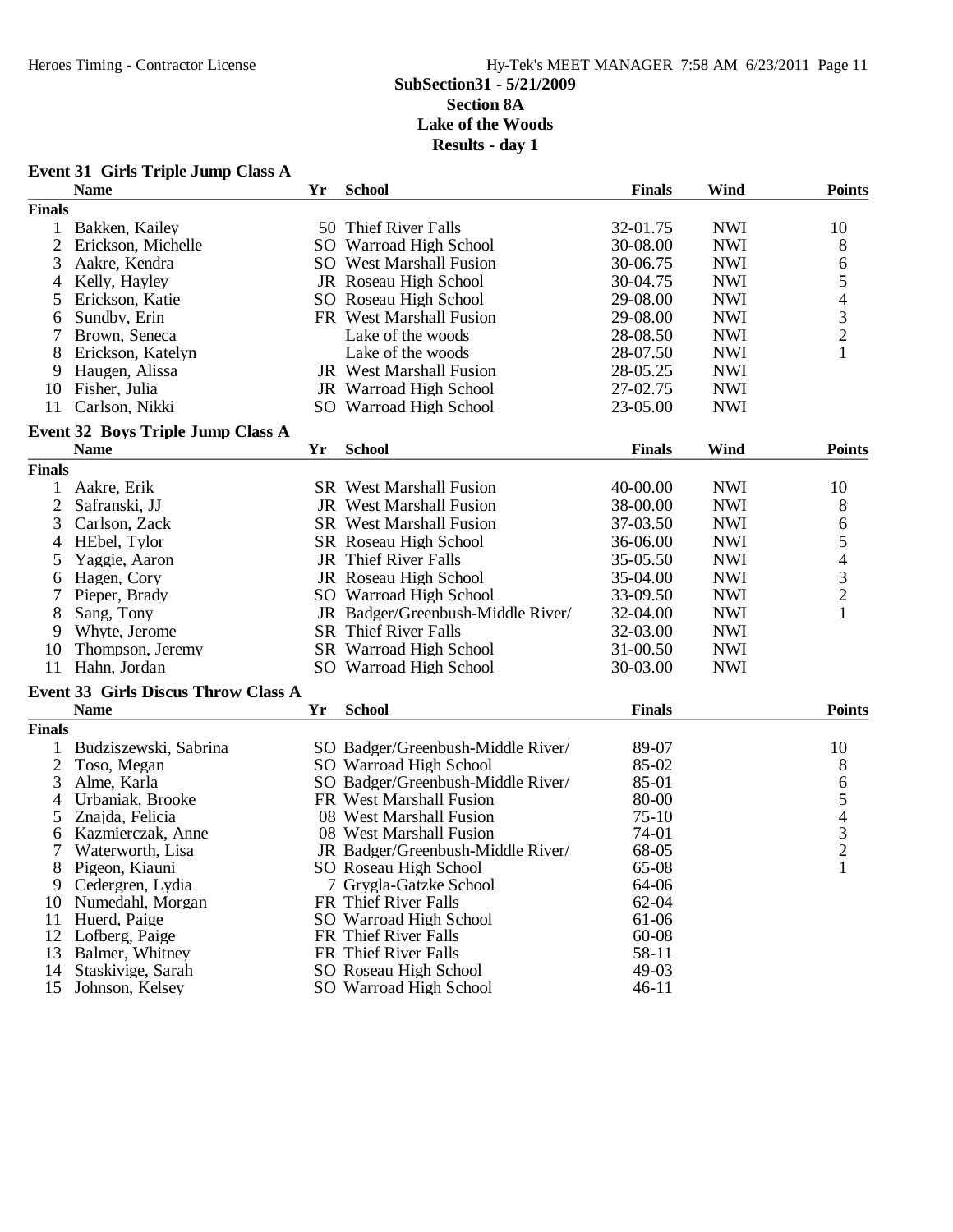# SubSection31 - 5/21/2009
## Section 8A
## Lake of the Woods
## Results - day 1

### Event 31 Girls Triple Jump Class A

| | Name | Yr | School | Finals | Wind | Points |
|---|---|---|---|---|---|---|
| **Finals** | | | | | | |
| 1 | Bakken, Kailey | 50 | Thief River Falls | 32-01.75 | NWI | 10 |
| 2 | Erickson, Michelle | SO | Warroad High School | 30-08.00 | NWI | 8 |
| 3 | Aakre, Kendra | SO | West Marshall Fusion | 30-06.75 | NWI | 6 |
| 4 | Kelly, Hayley | JR | Roseau High School | 30-04.75 | NWI | 5 |
| 5 | Erickson, Katie | SO | Roseau High School | 29-08.00 | NWI | 4 |
| 6 | Sundby, Erin | FR | West Marshall Fusion | 29-08.00 | NWI | 3 |
| 7 | Brown, Seneca | | Lake of the woods | 28-08.50 | NWI | 2 |
| 8 | Erickson, Katelyn | | Lake of the woods | 28-07.50 | NWI | 1 |
| 9 | Haugen, Alissa | JR | West Marshall Fusion | 28-05.25 | NWI | |
| 10 | Fisher, Julia | JR | Warroad High School | 27-02.75 | NWI | |
| 11 | Carlson, Nikki | SO | Warroad High School | 23-05.00 | NWI | |

### Event 32 Boys Triple Jump Class A

| | Name | Yr | School | Finals | Wind | Points |
|---|---|---|---|---|---|---|
| **Finals** | | | | | | |
| 1 | Aakre, Erik | SR | West Marshall Fusion | 40-00.00 | NWI | 10 |
| 2 | Safranski, JJ | JR | West Marshall Fusion | 38-00.00 | NWI | 8 |
| 3 | Carlson, Zack | SR | West Marshall Fusion | 37-03.50 | NWI | 6 |
| 4 | HEbel, Tylor | SR | Roseau High School | 36-06.00 | NWI | 5 |
| 5 | Yaggie, Aaron | JR | Thief River Falls | 35-05.50 | NWI | 4 |
| 6 | Hagen, Cory | JR | Roseau High School | 35-04.00 | NWI | 3 |
| 7 | Pieper, Brady | SO | Warroad High School | 33-09.50 | NWI | 2 |
| 8 | Sang, Tony | JR | Badger/Greenbush-Middle River/ | 32-04.00 | NWI | 1 |
| 9 | Whyte, Jerome | SR | Thief River Falls | 32-03.00 | NWI | |
| 10 | Thompson, Jeremy | SR | Warroad High School | 31-00.50 | NWI | |
| 11 | Hahn, Jordan | SO | Warroad High School | 30-03.00 | NWI | |

### Event 33 Girls Discus Throw Class A

| | Name | Yr | School | Finals | Points |
|---|---|---|---|---|---|
| **Finals** | | | | | |
| 1 | Budziszewski, Sabrina | SO | Badger/Greenbush-Middle River/ | 89-07 | 10 |
| 2 | Toso, Megan | SO | Warroad High School | 85-02 | 8 |
| 3 | Alme, Karla | SO | Badger/Greenbush-Middle River/ | 85-01 | 6 |
| 4 | Urbaniak, Brooke | FR | West Marshall Fusion | 80-00 | 5 |
| 5 | Znajda, Felicia | 08 | West Marshall Fusion | 75-10 | 4 |
| 6 | Kazmierczak, Anne | 08 | West Marshall Fusion | 74-01 | 3 |
| 7 | Waterworth, Lisa | JR | Badger/Greenbush-Middle River/ | 68-05 | 2 |
| 8 | Pigeon, Kiauni | SO | Roseau High School | 65-08 | 1 |
| 9 | Cedergren, Lydia | 7 | Grygla-Gatzke School | 64-06 | |
| 10 | Numedahl, Morgan | FR | Thief River Falls | 62-04 | |
| 11 | Huerd, Paige | SO | Warroad High School | 61-06 | |
| 12 | Lofberg, Paige | FR | Thief River Falls | 60-08 | |
| 13 | Balmer, Whitney | FR | Thief River Falls | 58-11 | |
| 14 | Staskivige, Sarah | SO | Roseau High School | 49-03 | |
| 15 | Johnson, Kelsey | SO | Warroad High School | 46-11 | |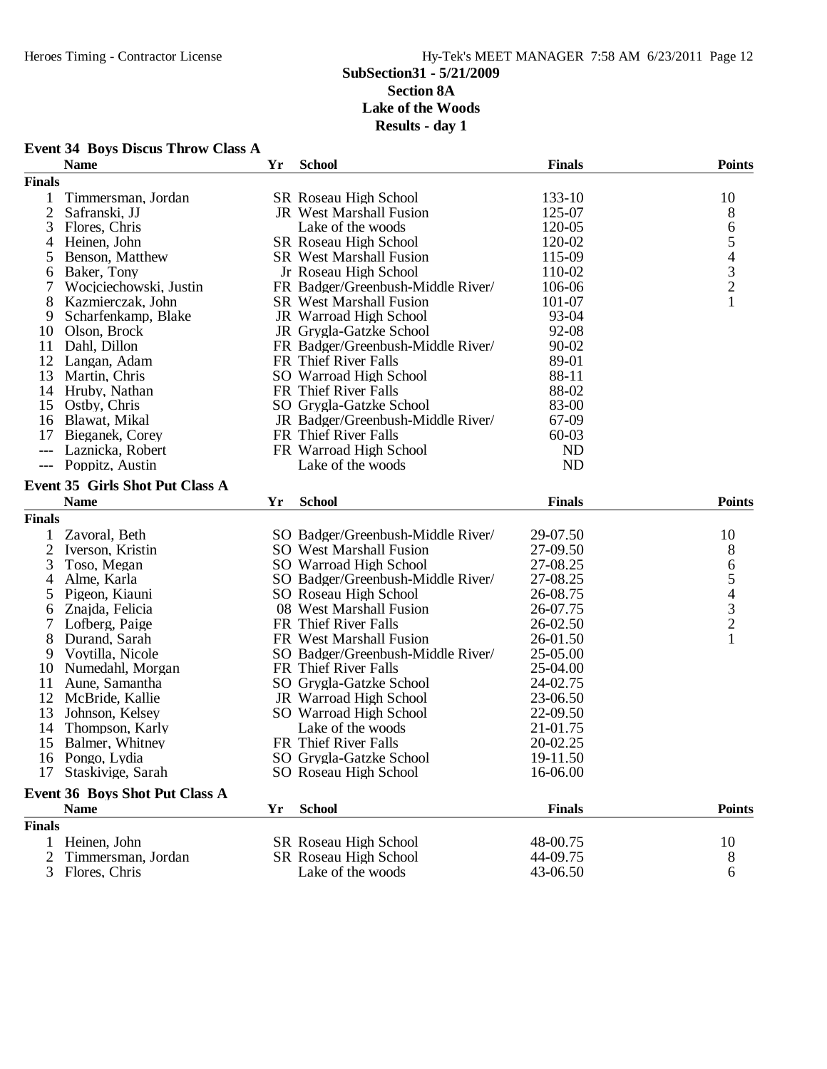# SubSection31 - 5/21/2009
## Section 8A
## Lake of the Woods
## Results - day 1

### Event 34 Boys Discus Throw Class A

| | Name | Yr | School | Finals | Points |
|---|---|---|---|---|---|
| **Finals** | | | | | |
| 1 | Timmersman, Jordan | SR | Roseau High School | 133-10 | 10 |
| 2 | Safranski, JJ | JR | West Marshall Fusion | 125-07 | 8 |
| 3 | Flores, Chris | | Lake of the woods | 120-05 | 6 |
| 4 | Heinen, John | SR | Roseau High School | 120-02 | 5 |
| 5 | Benson, Matthew | SR | West Marshall Fusion | 115-09 | 4 |
| 6 | Baker, Tony | Jr | Roseau High School | 110-02 | 3 |
| 7 | Wocjciechowski, Justin | FR | Badger/Greenbush-Middle River/ | 106-06 | 2 |
| 8 | Kazmierczak, John | SR | West Marshall Fusion | 101-07 | 1 |
| 9 | Scharfenkamp, Blake | JR | Warroad High School | 93-04 | |
| 10 | Olson, Brock | JR | Grygla-Gatzke School | 92-08 | |
| 11 | Dahl, Dillon | FR | Badger/Greenbush-Middle River/ | 90-02 | |
| 12 | Langan, Adam | FR | Thief River Falls | 89-01 | |
| 13 | Martin, Chris | SO | Warroad High School | 88-11 | |
| 14 | Hruby, Nathan | FR | Thief River Falls | 88-02 | |
| 15 | Ostby, Chris | SO | Grygla-Gatzke School | 83-00 | |
| 16 | Blawat, Mikal | JR | Badger/Greenbush-Middle River/ | 67-09 | |
| 17 | Bieganek, Corey | FR | Thief River Falls | 60-03 | |
| --- | Laznicka, Robert | FR | Warroad High School | ND | |
| --- | Poppitz, Austin | | Lake of the woods | ND | |

### Event 35 Girls Shot Put Class A

| | Name | Yr | School | Finals | Points |
|---|---|---|---|---|---|
| **Finals** | | | | | |
| 1 | Zavoral, Beth | SO | Badger/Greenbush-Middle River/ | 29-07.50 | 10 |
| 2 | Iverson, Kristin | SO | West Marshall Fusion | 27-09.50 | 8 |
| 3 | Toso, Megan | SO | Warroad High School | 27-08.25 | 6 |
| 4 | Alme, Karla | SO | Badger/Greenbush-Middle River/ | 27-08.25 | 5 |
| 5 | Pigeon, Kiauni | SO | Roseau High School | 26-08.75 | 4 |
| 6 | Znajda, Felicia | 08 | West Marshall Fusion | 26-07.75 | 3 |
| 7 | Lofberg, Paige | FR | Thief River Falls | 26-02.50 | 2 |
| 8 | Durand, Sarah | FR | West Marshall Fusion | 26-01.50 | 1 |
| 9 | Voytilla, Nicole | SO | Badger/Greenbush-Middle River/ | 25-05.00 | |
| 10 | Numedahl, Morgan | FR | Thief River Falls | 25-04.00 | |
| 11 | Aune, Samantha | SO | Grygla-Gatzke School | 24-02.75 | |
| 12 | McBride, Kallie | JR | Warroad High School | 23-06.50 | |
| 13 | Johnson, Kelsey | SO | Warroad High School | 22-09.50 | |
| 14 | Thompson, Karly | | Lake of the woods | 21-01.75 | |
| 15 | Balmer, Whitney | FR | Thief River Falls | 20-02.25 | |
| 16 | Pongo, Lydia | SO | Grygla-Gatzke School | 19-11.50 | |
| 17 | Staskivige, Sarah | SO | Roseau High School | 16-06.00 | |

### Event 36 Boys Shot Put Class A

| | Name | Yr | School | Finals | Points |
|---|---|---|---|---|---|
| **Finals** | | | | | |
| 1 | Heinen, John | SR | Roseau High School | 48-00.75 | 10 |
| 2 | Timmersman, Jordan | SR | Roseau High School | 44-09.75 | 8 |
| 3 | Flores, Chris | | Lake of the woods | 43-06.50 | 6 |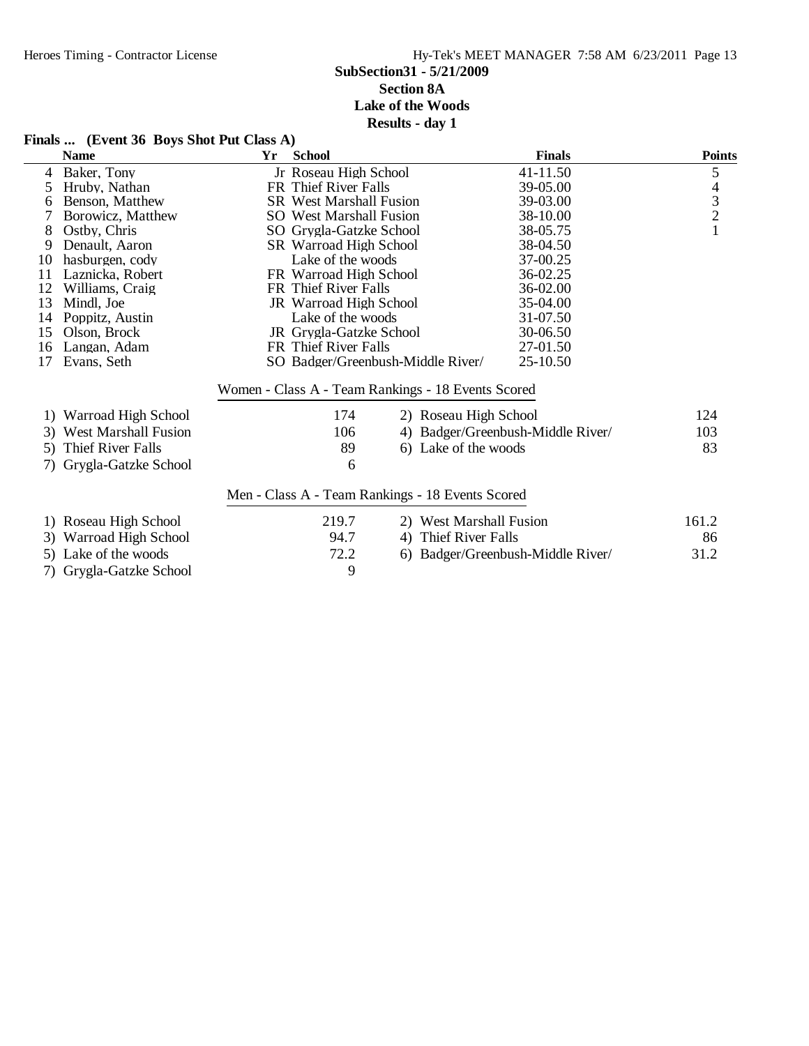**SubSection31 - 5/21/2009**
**Section 8A**
**Lake of the Woods**
**Results - day 1**

**Finals ... (Event 36 Boys Shot Put Class A)**

| | Name | Yr | School | Finals | Points |
|---|---|---|---|---|---|
| 4 | Baker, Tony | Jr | Roseau High School | 41-11.50 | 5 |
| 5 | Hruby, Nathan | FR | Thief River Falls | 39-05.00 | 4 |
| 6 | Benson, Matthew | SR | West Marshall Fusion | 39-03.00 | 3 |
| 7 | Borowicz, Matthew | SO | West Marshall Fusion | 38-10.00 | 2 |
| 8 | Ostby, Chris | SO | Grygla-Gatzke School | 38-05.75 | 1 |
| 9 | Denault, Aaron | SR | Warroad High School | 38-04.50 | |
| 10 | hasburgen, cody | | Lake of the woods | 37-00.25 | |
| 11 | Laznicka, Robert | FR | Warroad High School | 36-02.25 | |
| 12 | Williams, Craig | FR | Thief River Falls | 36-02.00 | |
| 13 | Mindl, Joe | JR | Warroad High School | 35-04.00 | |
| 14 | Poppitz, Austin | | Lake of the woods | 31-07.50 | |
| 15 | Olson, Brock | JR | Grygla-Gatzke School | 30-06.50 | |
| 16 | Langan, Adam | FR | Thief River Falls | 27-01.50 | |
| 17 | Evans, Seth | SO | Badger/Greenbush-Middle River/ | 25-10.50 | |

**Women - Class A - Team Rankings - 18 Events Scored**

| | | | |
|---|---|---|---|
| 1) Warroad High School | 174 | 2) Roseau High School | 124 |
| 3) West Marshall Fusion | 106 | 4) Badger/Greenbush-Middle River/ | 103 |
| 5) Thief River Falls | 89 | 6) Lake of the woods | 83 |
| 7) Grygla-Gatzke School | 6 | | |

**Men - Class A - Team Rankings - 18 Events Scored**

| | | | |
|---|---|---|---|
| 1) Roseau High School | 219.7 | 2) West Marshall Fusion | 161.2 |
| 3) Warroad High School | 94.7 | 4) Thief River Falls | 86 |
| 5) Lake of the woods | 72.2 | 6) Badger/Greenbush-Middle River/ | 31.2 |
| 7) Grygla-Gatzke School | 9 | | |